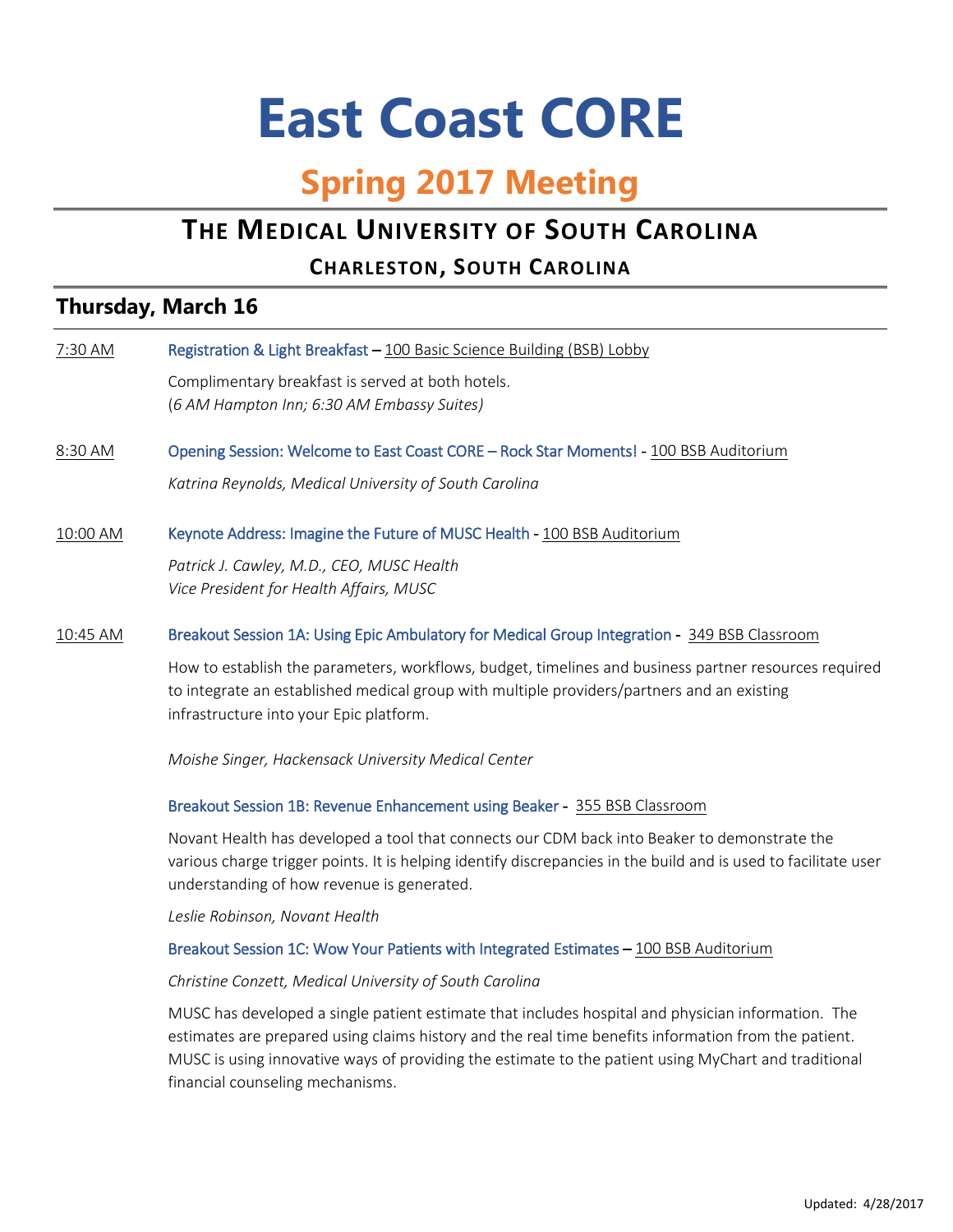# East Coast CORE

## Spring 2017 Meeting

## THE MEDICAL UNIVERSITY OF SOUTH CAROLINA

### CHARLESTON, SOUTH CAROLINA

## Thursday, March 16

**7:30 AM** — Registration & Light Breakfast – 100 Basic Science Building (BSB) Lobby

Complimentary breakfast is served at both hotels.
(*6 AM Hampton Inn; 6:30 AM Embassy Suites)*

**8:30 AM** — Opening Session: Welcome to East Coast CORE – Rock Star Moments! - 100 BSB Auditorium

*Katrina Reynolds, Medical University of South Carolina*

**10:00 AM** — Keynote Address: Imagine the Future of MUSC Health - 100 BSB Auditorium

*Patrick J. Cawley, M.D., CEO, MUSC Health*
*Vice President for Health Affairs, MUSC*

**10:45 AM** — Breakout Session 1A: Using Epic Ambulatory for Medical Group Integration - 349 BSB Classroom

How to establish the parameters, workflows, budget, timelines and business partner resources required to integrate an established medical group with multiple providers/partners and an existing infrastructure into your Epic platform.

*Moishe Singer, Hackensack University Medical Center*

Breakout Session 1B: Revenue Enhancement using Beaker - 355 BSB Classroom

Novant Health has developed a tool that connects our CDM back into Beaker to demonstrate the various charge trigger points. It is helping identify discrepancies in the build and is used to facilitate user understanding of how revenue is generated.

*Leslie Robinson, Novant Health*

Breakout Session 1C: Wow Your Patients with Integrated Estimates – 100 BSB Auditorium

*Christine Conzett, Medical University of South Carolina*

MUSC has developed a single patient estimate that includes hospital and physician information. The estimates are prepared using claims history and the real time benefits information from the patient. MUSC is using innovative ways of providing the estimate to the patient using MyChart and traditional financial counseling mechanisms.

Updated: 4/28/2017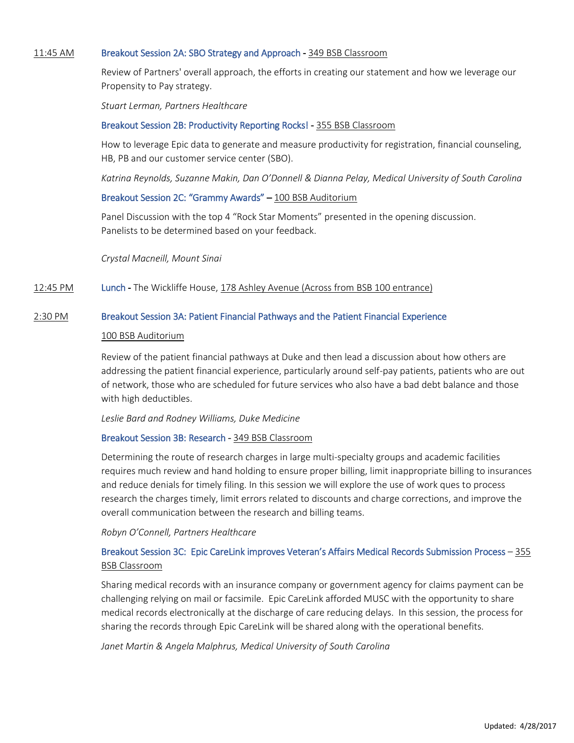11:45 AM **Breakout Session 2A: SBO Strategy and Approach** - 349 BSB Classroom

Review of Partners' overall approach, the efforts in creating our statement and how we leverage our Propensity to Pay strategy.

*Stuart Lerman, Partners Healthcare*

**Breakout Session 2B: Productivity Reporting Rocks!** - 355 BSB Classroom

How to leverage Epic data to generate and measure productivity for registration, financial counseling, HB, PB and our customer service center (SBO).

*Katrina Reynolds, Suzanne Makin, Dan O'Donnell & Dianna Pelay, Medical University of South Carolina*

**Breakout Session 2C: "Grammy Awards"** – 100 BSB Auditorium

Panel Discussion with the top 4 "Rock Star Moments" presented in the opening discussion.
Panelists to be determined based on your feedback.

*Crystal Macneill, Mount Sinai*

12:45 PM **Lunch** - The Wickliffe House, 178 Ashley Avenue (Across from BSB 100 entrance)

2:30 PM **Breakout Session 3A: Patient Financial Pathways and the Patient Financial Experience**

100 BSB Auditorium

Review of the patient financial pathways at Duke and then lead a discussion about how others are addressing the patient financial experience, particularly around self-pay patients, patients who are out of network, those who are scheduled for future services who also have a bad debt balance and those with high deductibles.

*Leslie Bard and Rodney Williams, Duke Medicine*

**Breakout Session 3B: Research** - 349 BSB Classroom

Determining the route of research charges in large multi-specialty groups and academic facilities requires much review and hand holding to ensure proper billing, limit inappropriate billing to insurances and reduce denials for timely filing. In this session we will explore the use of work ques to process research the charges timely, limit errors related to discounts and charge corrections, and improve the overall communication between the research and billing teams.

*Robyn O'Connell, Partners Healthcare*

**Breakout Session 3C: Epic CareLink improves Veteran's Affairs Medical Records Submission Process** – 355 BSB Classroom

Sharing medical records with an insurance company or government agency for claims payment can be challenging relying on mail or facsimile. Epic CareLink afforded MUSC with the opportunity to share medical records electronically at the discharge of care reducing delays. In this session, the process for sharing the records through Epic CareLink will be shared along with the operational benefits.

*Janet Martin & Angela Malphrus, Medical University of South Carolina*

Updated: 4/28/2017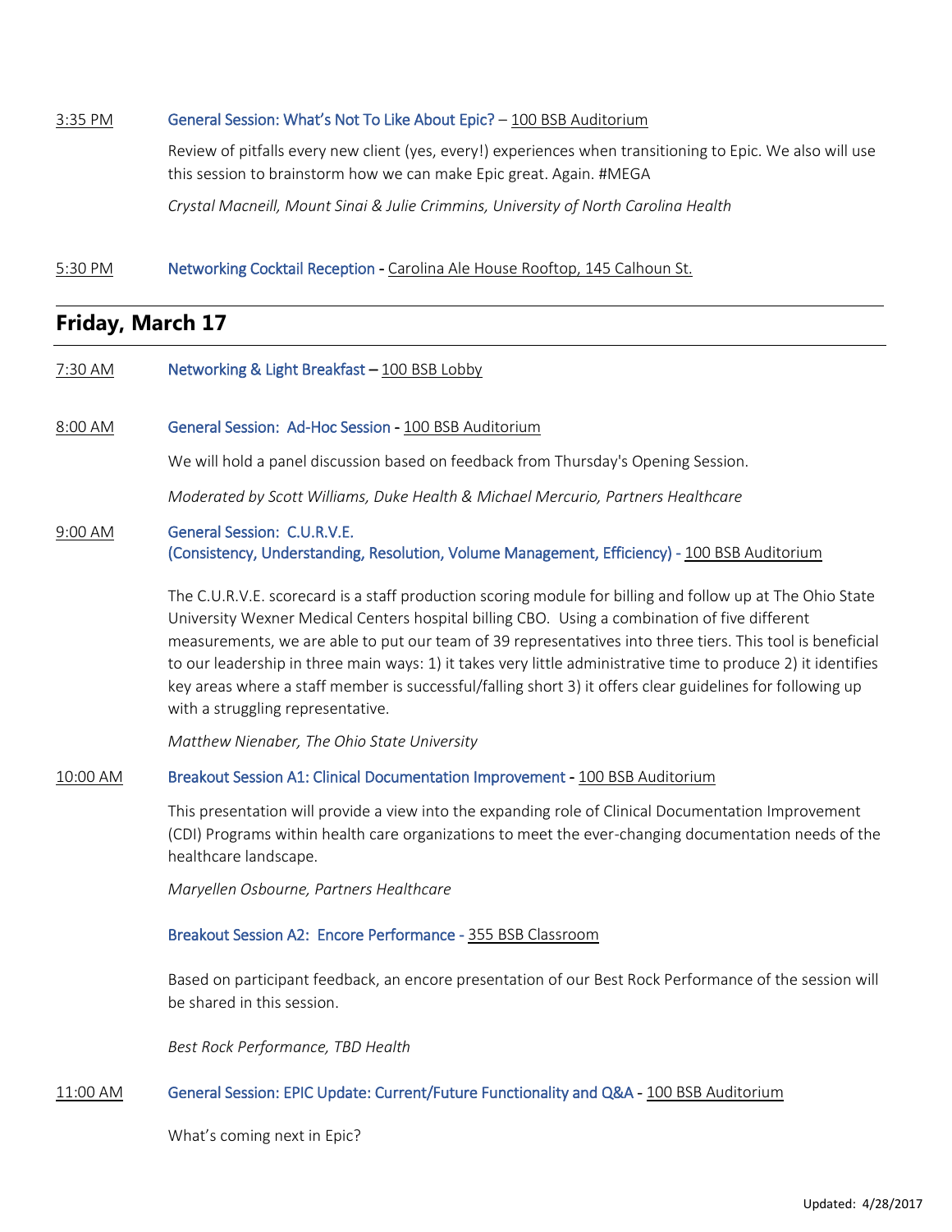3:35 PM **General Session: What's Not To Like About Epic?** – 100 BSB Auditorium

Review of pitfalls every new client (yes, every!) experiences when transitioning to Epic. We also will use this session to brainstorm how we can make Epic great. Again. #MEGA

*Crystal Macneill, Mount Sinai & Julie Crimmins, University of North Carolina Health*

5:30 PM **Networking Cocktail Reception** - Carolina Ale House Rooftop, 145 Calhoun St.

## Friday, March 17

7:30 AM **Networking & Light Breakfast** – 100 BSB Lobby

8:00 AM **General Session: Ad-Hoc Session** - 100 BSB Auditorium

We will hold a panel discussion based on feedback from Thursday's Opening Session.

*Moderated by Scott Williams, Duke Health & Michael Mercurio, Partners Healthcare*

9:00 AM **General Session: C.U.R.V.E. (Consistency, Understanding, Resolution, Volume Management, Efficiency)** - 100 BSB Auditorium

The C.U.R.V.E. scorecard is a staff production scoring module for billing and follow up at The Ohio State University Wexner Medical Centers hospital billing CBO. Using a combination of five different measurements, we are able to put our team of 39 representatives into three tiers. This tool is beneficial to our leadership in three main ways: 1) it takes very little administrative time to produce 2) it identifies key areas where a staff member is successful/falling short 3) it offers clear guidelines for following up with a struggling representative.

*Matthew Nienaber, The Ohio State University*

10:00 AM **Breakout Session A1: Clinical Documentation Improvement** - 100 BSB Auditorium

This presentation will provide a view into the expanding role of Clinical Documentation Improvement (CDI) Programs within health care organizations to meet the ever-changing documentation needs of the healthcare landscape.

*Maryellen Osbourne, Partners Healthcare*

**Breakout Session A2: Encore Performance** - 355 BSB Classroom

Based on participant feedback, an encore presentation of our Best Rock Performance of the session will be shared in this session.

*Best Rock Performance, TBD Health*

11:00 AM **General Session: EPIC Update: Current/Future Functionality and Q&A** - 100 BSB Auditorium

What's coming next in Epic?

Updated: 4/28/2017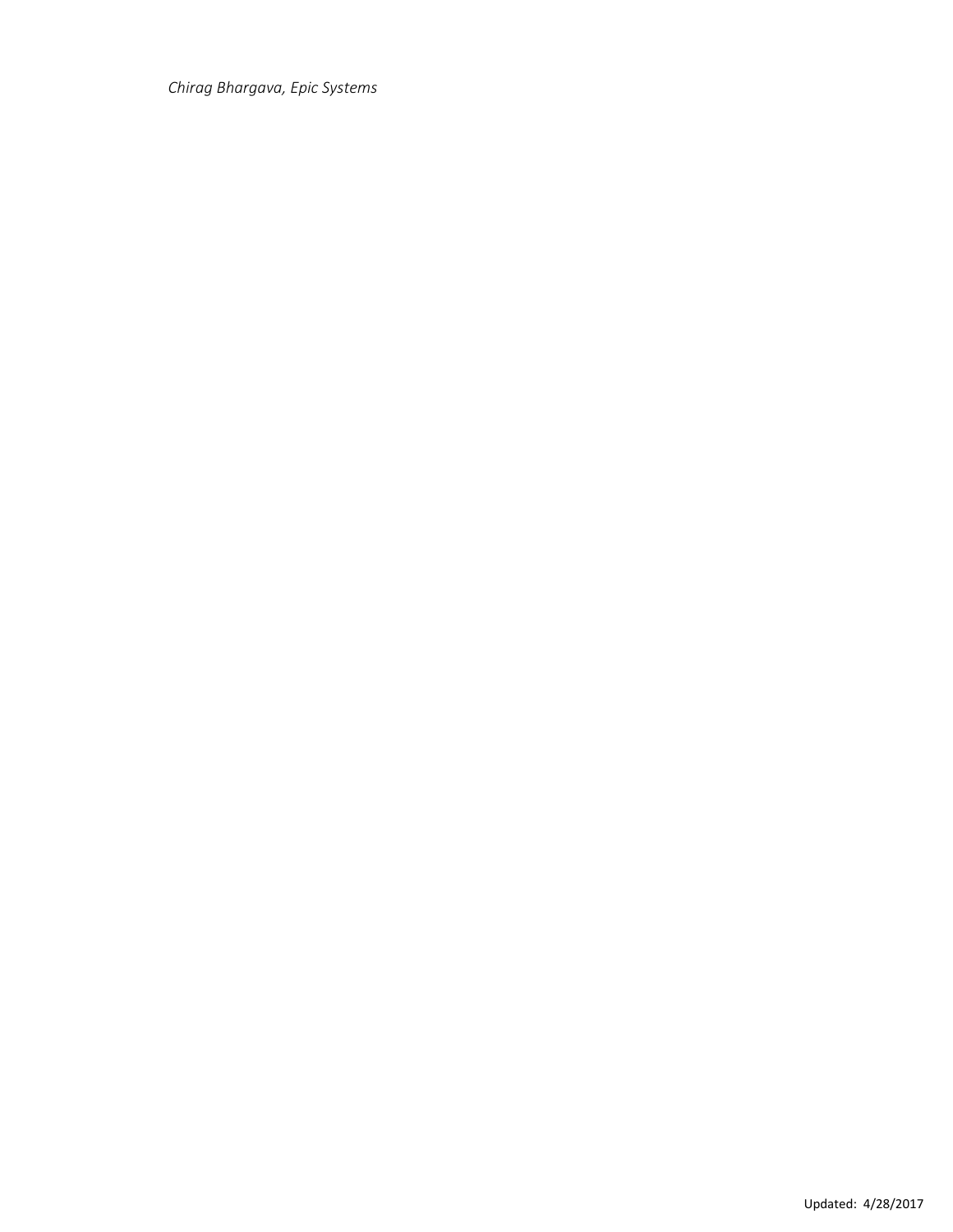*Chirag Bhargava, Epic Systems*

Updated: 4/28/2017